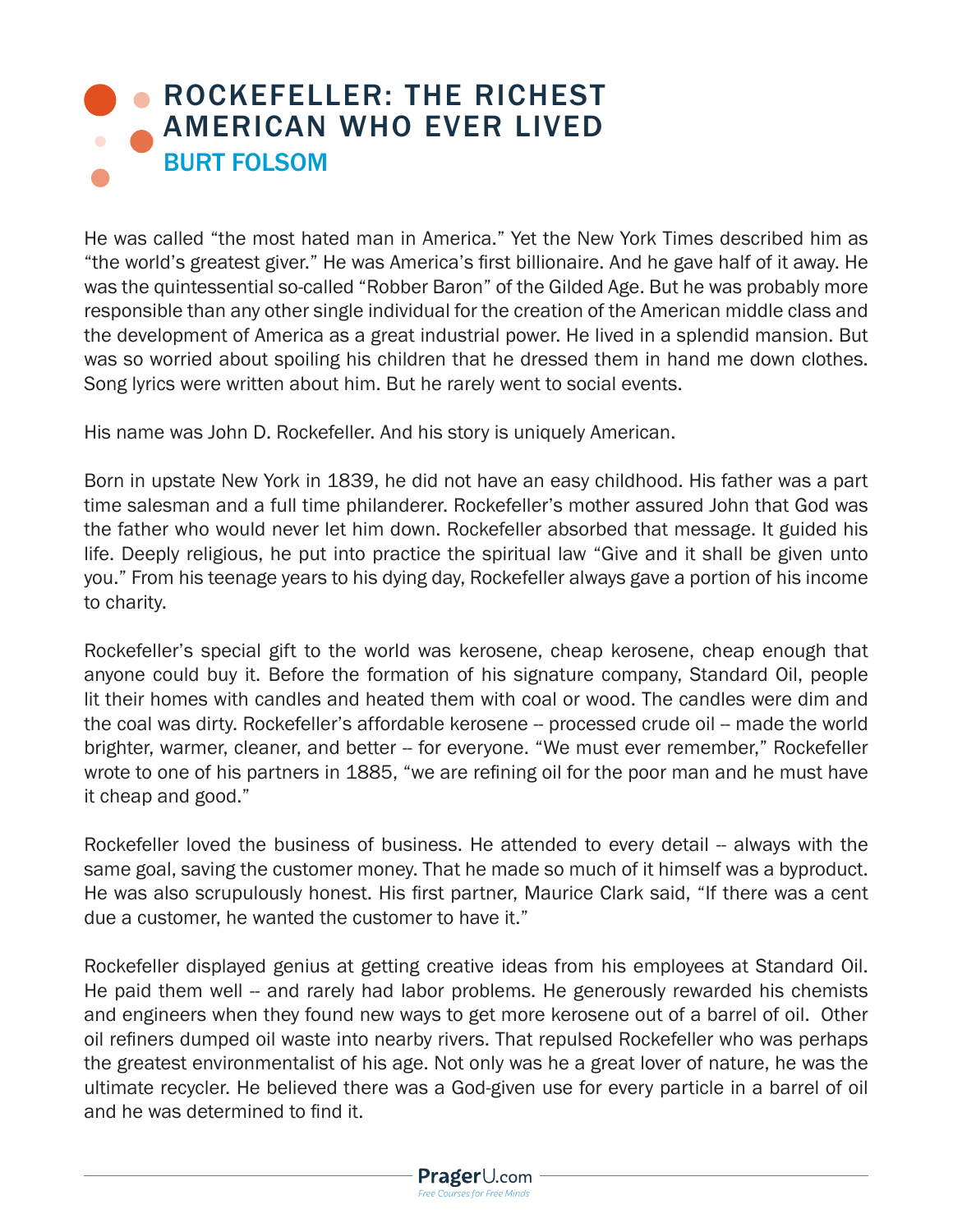# ROCKEFELLER: THE RICHEST AMERICAN WHO EVER LIVED

## BURT FOLSOM

He was called “the most hated man in America.” Yet the New York Times described him as “the world’s greatest giver.” He was America’s first billionaire. And he gave half of it away. He was the quintessential so-called “Robber Baron” of the Gilded Age. But he was probably more responsible than any other single individual for the creation of the American middle class and the development of America as a great industrial power. He lived in a splendid mansion. But was so worried about spoiling his children that he dressed them in hand me down clothes. Song lyrics were written about him. But he rarely went to social events.

His name was John D. Rockefeller. And his story is uniquely American.

Born in upstate New York in 1839, he did not have an easy childhood. His father was a part time salesman and a full time philanderer. Rockefeller’s mother assured John that God was the father who would never let him down. Rockefeller absorbed that message. It guided his life. Deeply religious, he put into practice the spiritual law “Give and it shall be given unto you.” From his teenage years to his dying day, Rockefeller always gave a portion of his income to charity.

Rockefeller’s special gift to the world was kerosene, cheap kerosene, cheap enough that anyone could buy it. Before the formation of his signature company, Standard Oil, people lit their homes with candles and heated them with coal or wood. The candles were dim and the coal was dirty. Rockefeller’s affordable kerosene -- processed crude oil -- made the world brighter, warmer, cleaner, and better -- for everyone. “We must ever remember,” Rockefeller wrote to one of his partners in 1885, “we are refining oil for the poor man and he must have it cheap and good.”

Rockefeller loved the business of business. He attended to every detail -- always with the same goal, saving the customer money. That he made so much of it himself was a byproduct. He was also scrupulously honest. His first partner, Maurice Clark said, “If there was a cent due a customer, he wanted the customer to have it.”

Rockefeller displayed genius at getting creative ideas from his employees at Standard Oil. He paid them well -- and rarely had labor problems. He generously rewarded his chemists and engineers when they found new ways to get more kerosene out of a barrel of oil. Other oil refiners dumped oil waste into nearby rivers. That repulsed Rockefeller who was perhaps the greatest environmentalist of his age. Not only was he a great lover of nature, he was the ultimate recycler. He believed there was a God-given use for every particle in a barrel of oil and he was determined to find it.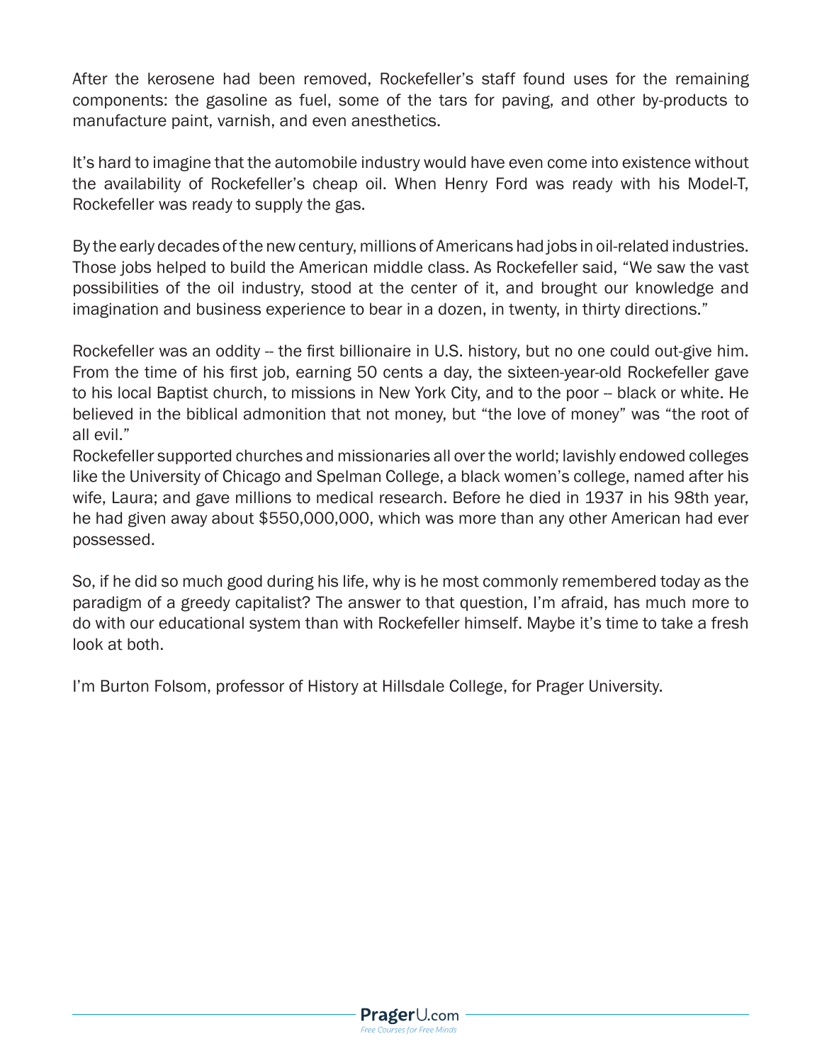After the kerosene had been removed, Rockefeller's staff found uses for the remaining components: the gasoline as fuel, some of the tars for paving, and other by-products to manufacture paint, varnish, and even anesthetics.

It's hard to imagine that the automobile industry would have even come into existence without the availability of Rockefeller's cheap oil. When Henry Ford was ready with his Model-T, Rockefeller was ready to supply the gas.

By the early decades of the new century, millions of Americans had jobs in oil-related industries. Those jobs helped to build the American middle class. As Rockefeller said, "We saw the vast possibilities of the oil industry, stood at the center of it, and brought our knowledge and imagination and business experience to bear in a dozen, in twenty, in thirty directions."

Rockefeller was an oddity -- the first billionaire in U.S. history, but no one could out-give him. From the time of his first job, earning 50 cents a day, the sixteen-year-old Rockefeller gave to his local Baptist church, to missions in New York City, and to the poor -- black or white. He believed in the biblical admonition that not money, but "the love of money" was "the root of all evil."

Rockefeller supported churches and missionaries all over the world; lavishly endowed colleges like the University of Chicago and Spelman College, a black women's college, named after his wife, Laura; and gave millions to medical research. Before he died in 1937 in his 98th year, he had given away about $550,000,000, which was more than any other American had ever possessed.

So, if he did so much good during his life, why is he most commonly remembered today as the paradigm of a greedy capitalist? The answer to that question, I'm afraid, has much more to do with our educational system than with Rockefeller himself. Maybe it's time to take a fresh look at both.

I'm Burton Folsom, professor of History at Hillsdale College, for Prager University.